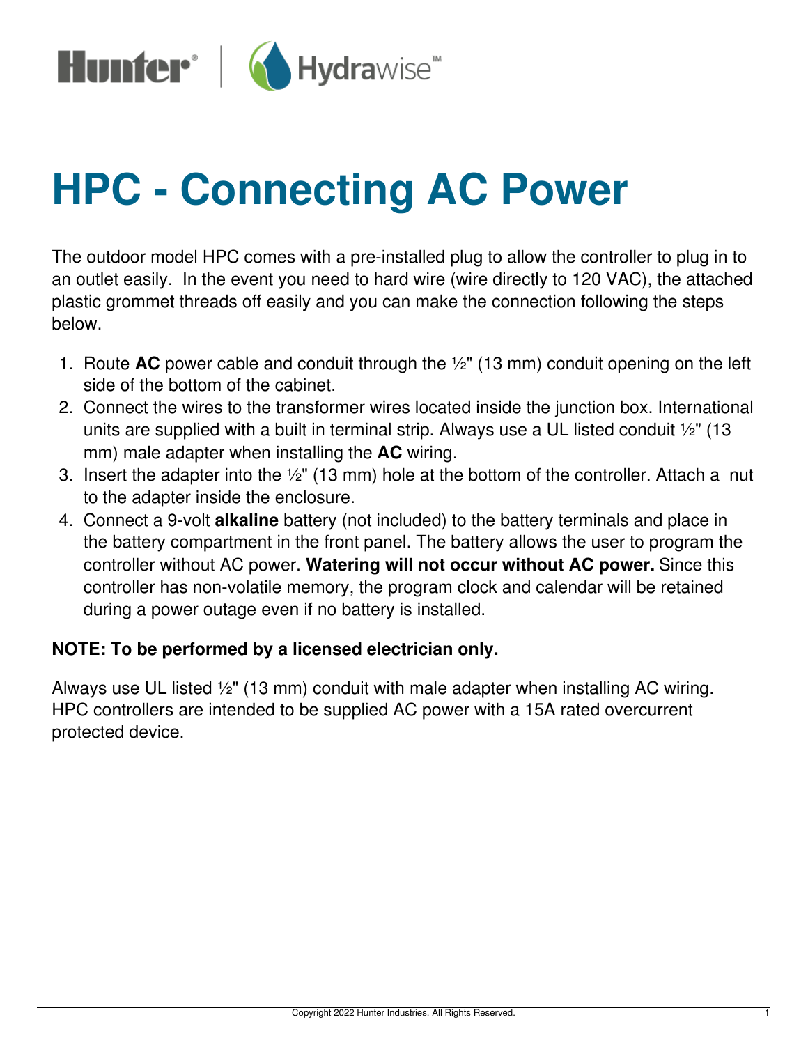Hunter® | Hydrawise™

# HPC - Connecting AC Power

The outdoor model HPC comes with a pre-installed plug to allow the controller to plug in to an outlet easily. In the event you need to hard wire (wire directly to 120 VAC), the attached plastic grommet threads off easily and you can make the connection following the steps below.

1. Route **AC** power cable and conduit through the ½" (13 mm) conduit opening on the left side of the bottom of the cabinet.
2. Connect the wires to the transformer wires located inside the junction box. International units are supplied with a built in terminal strip. Always use a UL listed conduit ½" (13 mm) male adapter when installing the **AC** wiring.
3. Insert the adapter into the ½" (13 mm) hole at the bottom of the controller. Attach a nut to the adapter inside the enclosure.
4. Connect a 9-volt **alkaline** battery (not included) to the battery terminals and place in the battery compartment in the front panel. The battery allows the user to program the controller without AC power. **Watering will not occur without AC power.** Since this controller has non-volatile memory, the program clock and calendar will be retained during a power outage even if no battery is installed.

**NOTE: To be performed by a licensed electrician only.**

Always use UL listed ½" (13 mm) conduit with male adapter when installing AC wiring. HPC controllers are intended to be supplied AC power with a 15A rated overcurrent protected device.

Copyright 2022 Hunter Industries. All Rights Reserved.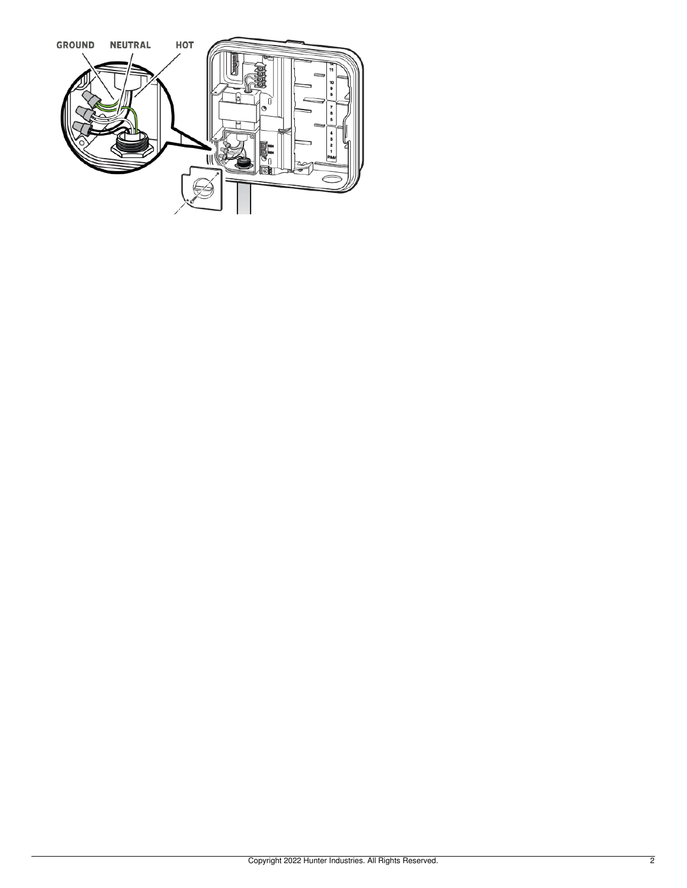GROUND

NEUTRAL

HOT